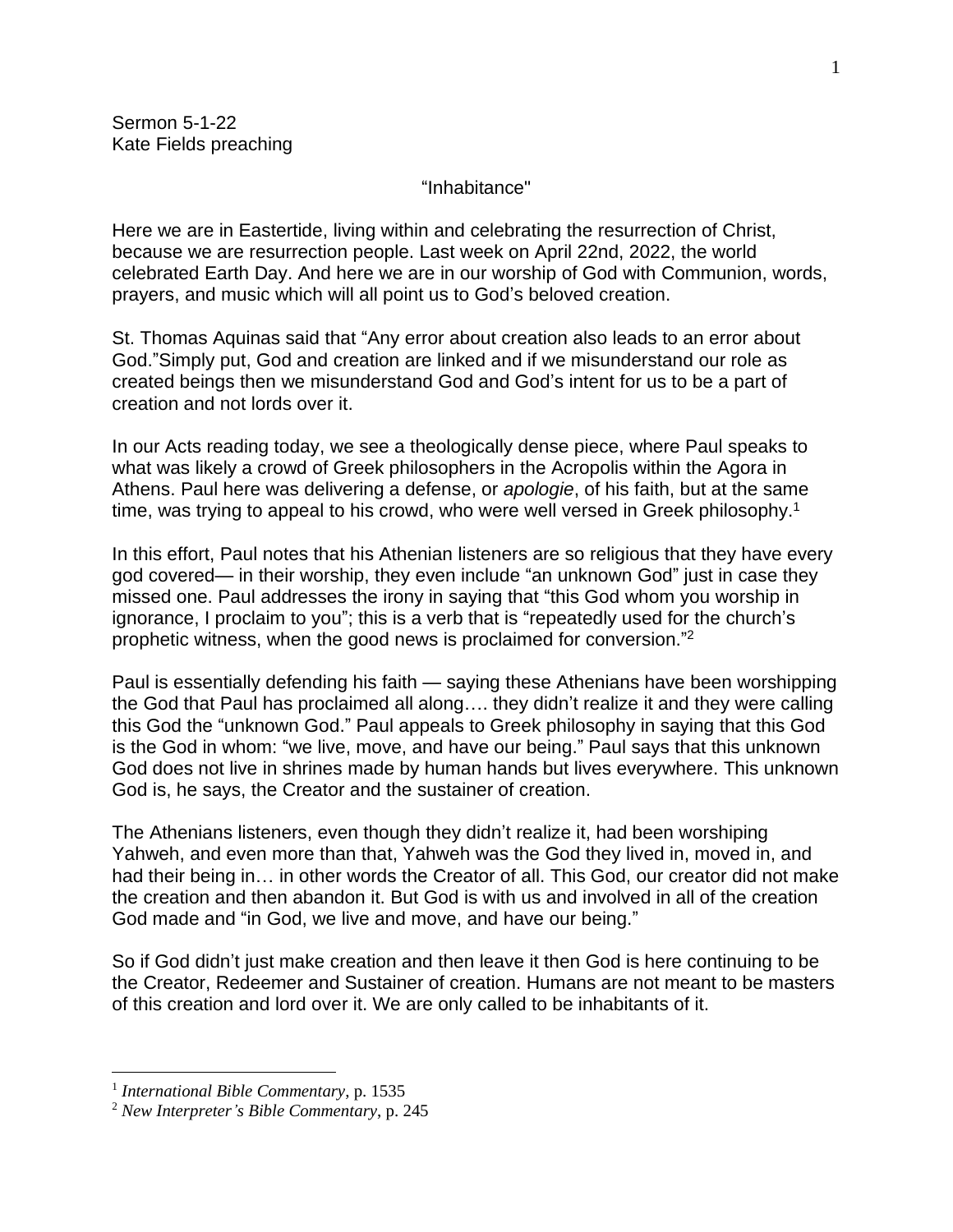Sermon 5-1-22
Kate Fields preaching

"Inhabitance"

Here we are in Eastertide, living within and celebrating the resurrection of Christ, because we are resurrection people. Last week on April 22nd, 2022, the world celebrated Earth Day. And here we are in our worship of God with Communion, words, prayers, and music which will all point us to God's beloved creation.

St. Thomas Aquinas said that "Any error about creation also leads to an error about God."Simply put, God and creation are linked and if we misunderstand our role as created beings then we misunderstand God and God's intent for us to be a part of creation and not lords over it.

In our Acts reading today, we see a theologically dense piece, where Paul speaks to what was likely a crowd of Greek philosophers in the Acropolis within the Agora in Athens. Paul here was delivering a defense, or *apologie*, of his faith, but at the same time, was trying to appeal to his crowd, who were well versed in Greek philosophy.[1]

In this effort, Paul notes that his Athenian listeners are so religious that they have every god covered— in their worship, they even include "an unknown God" just in case they missed one. Paul addresses the irony in saying that "this God whom you worship in ignorance, I proclaim to you"; this is a verb that is "repeatedly used for the church's prophetic witness, when the good news is proclaimed for conversion."[2]

Paul is essentially defending his faith — saying these Athenians have been worshipping the God that Paul has proclaimed all along…. they didn't realize it and they were calling this God the "unknown God." Paul appeals to Greek philosophy in saying that this God is the God in whom: "we live, move, and have our being." Paul says that this unknown God does not live in shrines made by human hands but lives everywhere. This unknown God is, he says, the Creator and the sustainer of creation.

The Athenians listeners, even though they didn't realize it, had been worshiping Yahweh, and even more than that, Yahweh was the God they lived in, moved in, and had their being in… in other words the Creator of all. This God, our creator did not make the creation and then abandon it. But God is with us and involved in all of the creation God made and "in God, we live and move, and have our being."

So if God didn't just make creation and then leave it then God is here continuing to be the Creator, Redeemer and Sustainer of creation. Humans are not meant to be masters of this creation and lord over it. We are only called to be inhabitants of it.

---

[1] *International Bible Commentary*, p. 1535

[2] *New Interpreter's Bible Commentary*, p. 245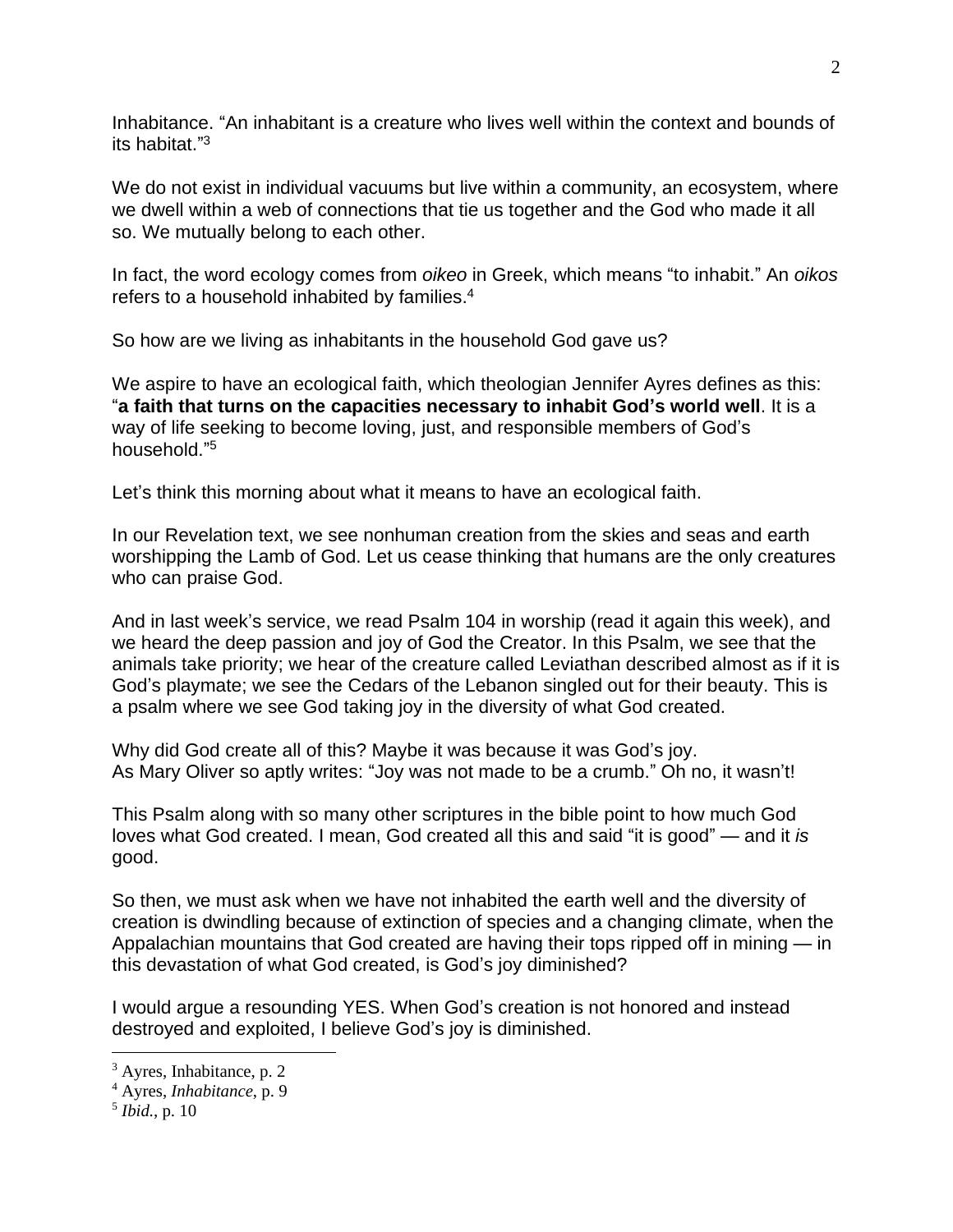Inhabitance. "An inhabitant is a creature who lives well within the context and bounds of its habitat."[3]

We do not exist in individual vacuums but live within a community, an ecosystem, where we dwell within a web of connections that tie us together and the God who made it all so. We mutually belong to each other.

In fact, the word ecology comes from *oikeo* in Greek, which means "to inhabit." An *oikos* refers to a household inhabited by families.[4]

So how are we living as inhabitants in the household God gave us?

We aspire to have an ecological faith, which theologian Jennifer Ayres defines as this: "**a faith that turns on the capacities necessary to inhabit God's world well**. It is a way of life seeking to become loving, just, and responsible members of God's household."[5]

Let's think this morning about what it means to have an ecological faith.

In our Revelation text, we see nonhuman creation from the skies and seas and earth worshipping the Lamb of God. Let us cease thinking that humans are the only creatures who can praise God.

And in last week's service, we read Psalm 104 in worship (read it again this week), and we heard the deep passion and joy of God the Creator. In this Psalm, we see that the animals take priority; we hear of the creature called Leviathan described almost as if it is God's playmate; we see the Cedars of the Lebanon singled out for their beauty. This is a psalm where we see God taking joy in the diversity of what God created.

Why did God create all of this? Maybe it was because it was God's joy.
As Mary Oliver so aptly writes: "Joy was not made to be a crumb." Oh no, it wasn't!

This Psalm along with so many other scriptures in the bible point to how much God loves what God created. I mean, God created all this and said "it is good" — and it *is* good.

So then, we must ask when we have not inhabited the earth well and the diversity of creation is dwindling because of extinction of species and a changing climate, when the Appalachian mountains that God created are having their tops ripped off in mining — in this devastation of what God created, is God's joy diminished?

I would argue a resounding YES. When God's creation is not honored and instead destroyed and exploited, I believe God's joy is diminished.

---

[3] Ayres, Inhabitance, p. 2

[4] Ayres, *Inhabitance*, p. 9

[5] *Ibid.*, p. 10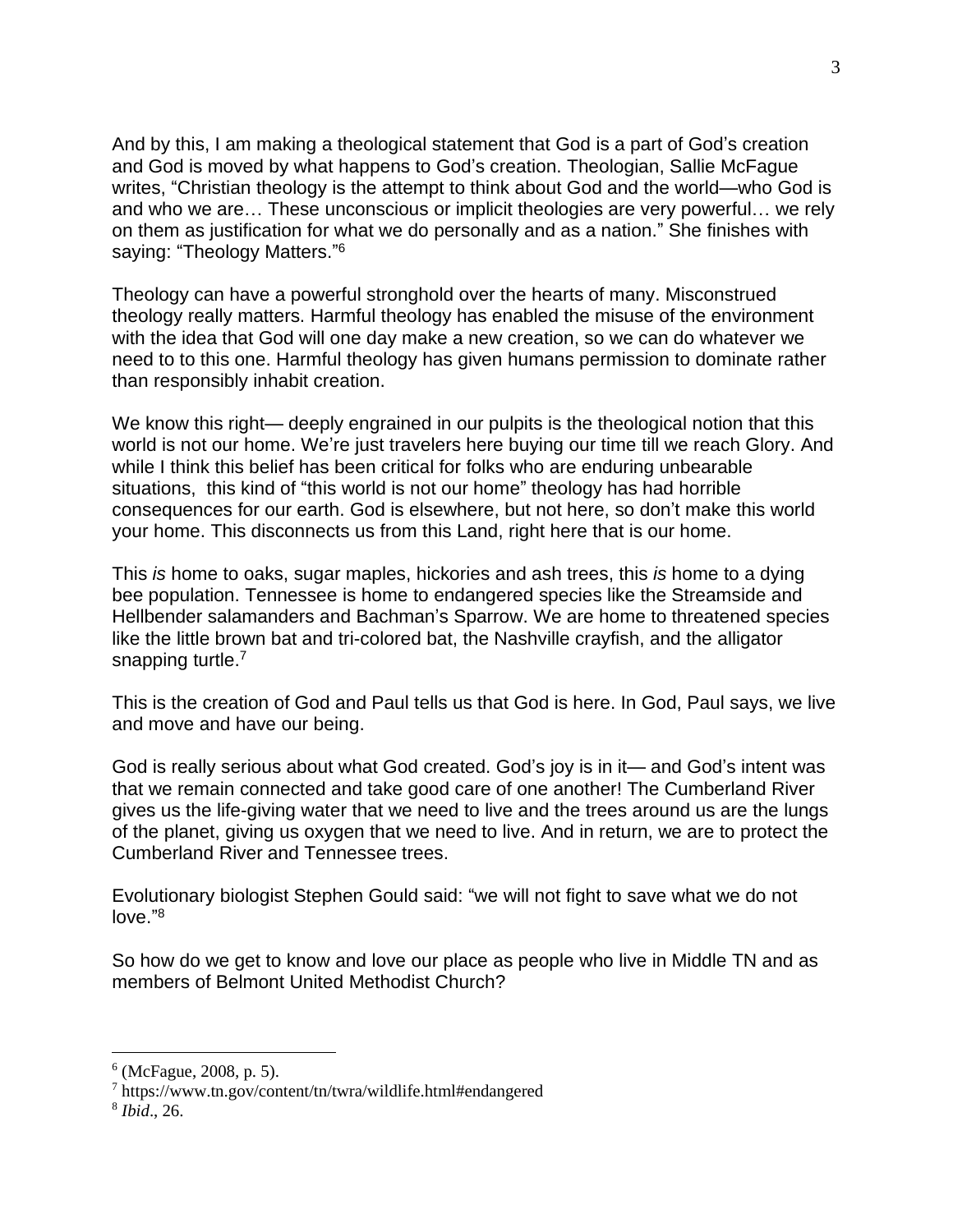And by this, I am making a theological statement that God is a part of God's creation and God is moved by what happens to God's creation. Theologian, Sallie McFague writes, "Christian theology is the attempt to think about God and the world—who God is and who we are… These unconscious or implicit theologies are very powerful… we rely on them as justification for what we do personally and as a nation." She finishes with saying: "Theology Matters."[6]

Theology can have a powerful stronghold over the hearts of many. Misconstrued theology really matters. Harmful theology has enabled the misuse of the environment with the idea that God will one day make a new creation, so we can do whatever we need to to this one. Harmful theology has given humans permission to dominate rather than responsibly inhabit creation.

We know this right— deeply engrained in our pulpits is the theological notion that this world is not our home. We're just travelers here buying our time till we reach Glory. And while I think this belief has been critical for folks who are enduring unbearable situations, this kind of "this world is not our home" theology has had horrible consequences for our earth. God is elsewhere, but not here, so don't make this world your home. This disconnects us from this Land, right here that is our home.

This *is* home to oaks, sugar maples, hickories and ash trees, this *is* home to a dying bee population. Tennessee is home to endangered species like the Streamside and Hellbender salamanders and Bachman's Sparrow. We are home to threatened species like the little brown bat and tri-colored bat, the Nashville crayfish, and the alligator snapping turtle.[7]

This is the creation of God and Paul tells us that God is here. In God, Paul says, we live and move and have our being.

God is really serious about what God created. God's joy is in it— and God's intent was that we remain connected and take good care of one another! The Cumberland River gives us the life-giving water that we need to live and the trees around us are the lungs of the planet, giving us oxygen that we need to live. And in return, we are to protect the Cumberland River and Tennessee trees.

Evolutionary biologist Stephen Gould said: "we will not fight to save what we do not love."[8]

So how do we get to know and love our place as people who live in Middle TN and as members of Belmont United Methodist Church?

---

[6] (McFague, 2008, p. 5).

[7] https://www.tn.gov/content/tn/twra/wildlife.html#endangered

[8] *Ibid*., 26.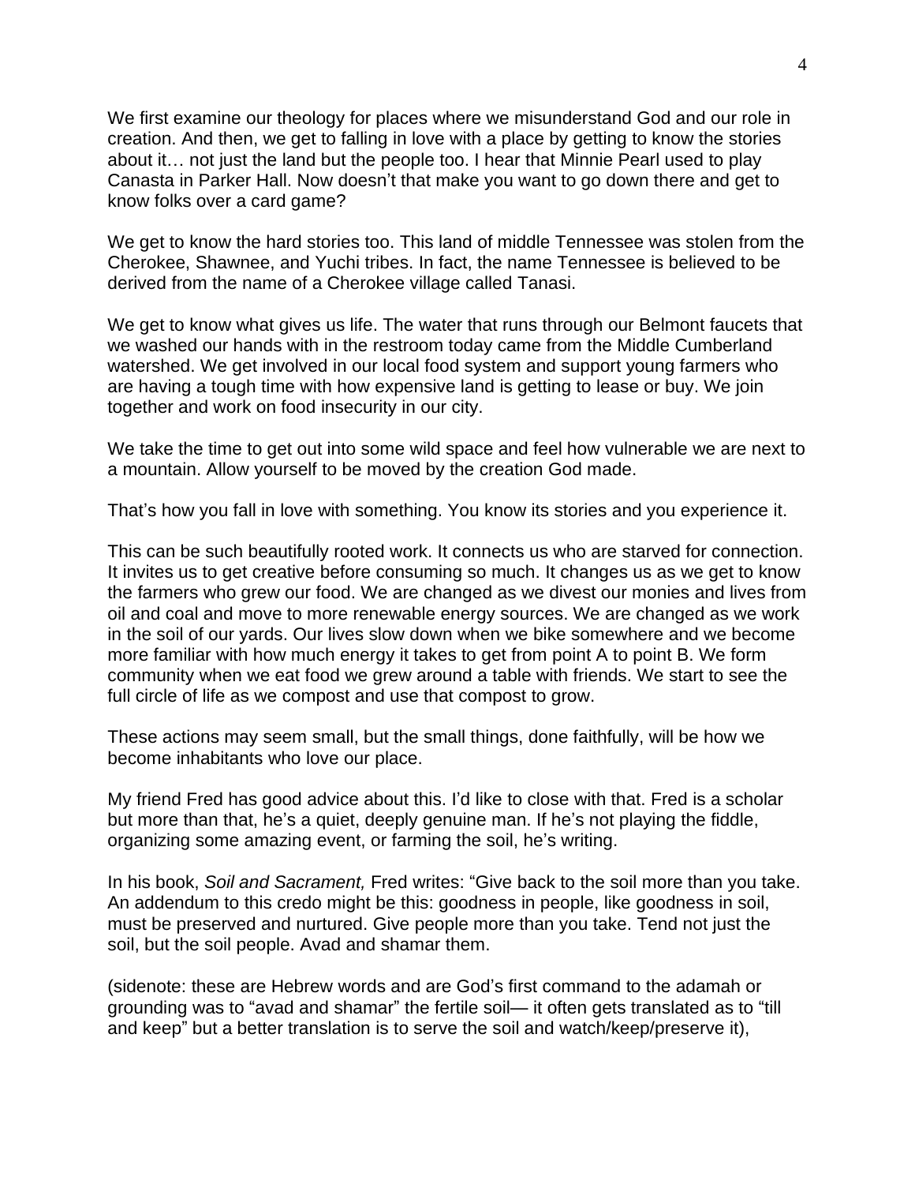We first examine our theology for places where we misunderstand God and our role in creation. And then, we get to falling in love with a place by getting to know the stories about it… not just the land but the people too. I hear that Minnie Pearl used to play Canasta in Parker Hall. Now doesn't that make you want to go down there and get to know folks over a card game?

We get to know the hard stories too. This land of middle Tennessee was stolen from the Cherokee, Shawnee, and Yuchi tribes. In fact, the name Tennessee is believed to be derived from the name of a Cherokee village called Tanasi.

We get to know what gives us life. The water that runs through our Belmont faucets that we washed our hands with in the restroom today came from the Middle Cumberland watershed. We get involved in our local food system and support young farmers who are having a tough time with how expensive land is getting to lease or buy. We join together and work on food insecurity in our city.

We take the time to get out into some wild space and feel how vulnerable we are next to a mountain. Allow yourself to be moved by the creation God made.

That's how you fall in love with something. You know its stories and you experience it.

This can be such beautifully rooted work. It connects us who are starved for connection. It invites us to get creative before consuming so much. It changes us as we get to know the farmers who grew our food. We are changed as we divest our monies and lives from oil and coal and move to more renewable energy sources. We are changed as we work in the soil of our yards. Our lives slow down when we bike somewhere and we become more familiar with how much energy it takes to get from point A to point B. We form community when we eat food we grew around a table with friends. We start to see the full circle of life as we compost and use that compost to grow.

These actions may seem small, but the small things, done faithfully, will be how we become inhabitants who love our place.

My friend Fred has good advice about this. I'd like to close with that. Fred is a scholar but more than that, he's a quiet, deeply genuine man. If he's not playing the fiddle, organizing some amazing event, or farming the soil, he's writing.

In his book, *Soil and Sacrament,* Fred writes: "Give back to the soil more than you take. An addendum to this credo might be this: goodness in people, like goodness in soil, must be preserved and nurtured. Give people more than you take. Tend not just the soil, but the soil people. Avad and shamar them.

(sidenote: these are Hebrew words and are God's first command to the adamah or grounding was to "avad and shamar" the fertile soil— it often gets translated as to "till and keep" but a better translation is to serve the soil and watch/keep/preserve it),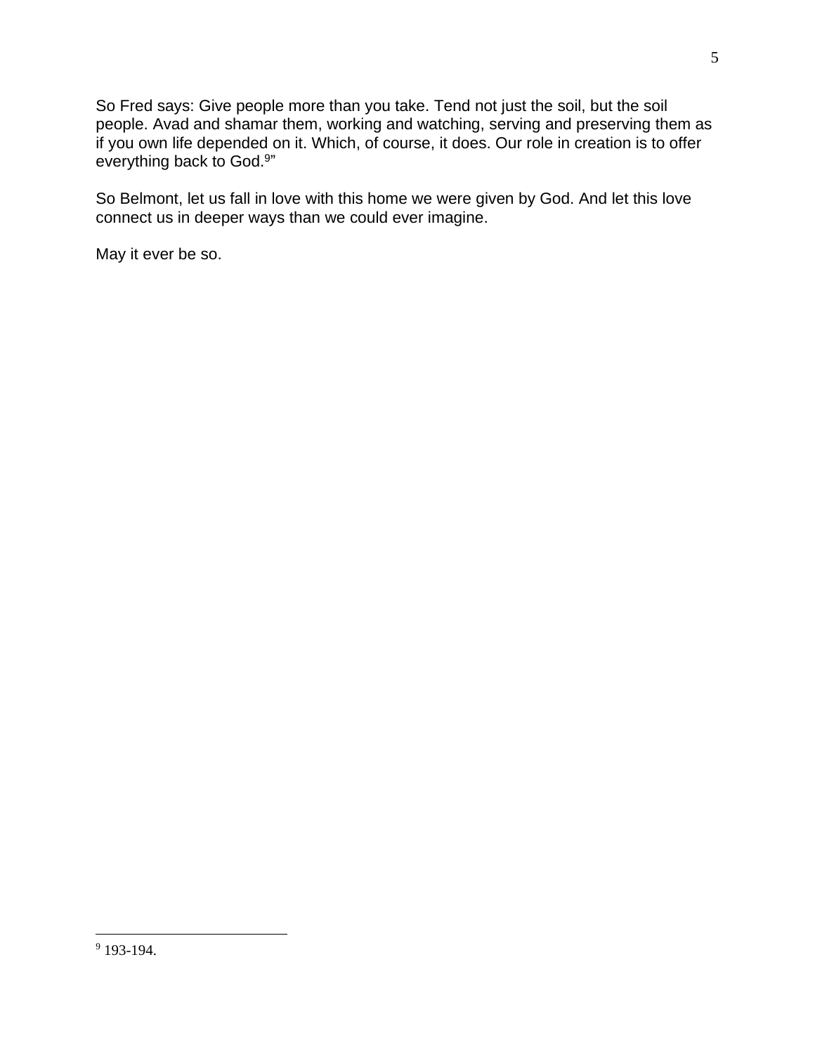So Fred says: Give people more than you take. Tend not just the soil, but the soil people. Avad and shamar them, working and watching, serving and preserving them as if you own life depended on it. Which, of course, it does. Our role in creation is to offer everything back to God.[9]"

So Belmont, let us fall in love with this home we were given by God. And let this love connect us in deeper ways than we could ever imagine.

May it ever be so.

---

[9] 193-194.